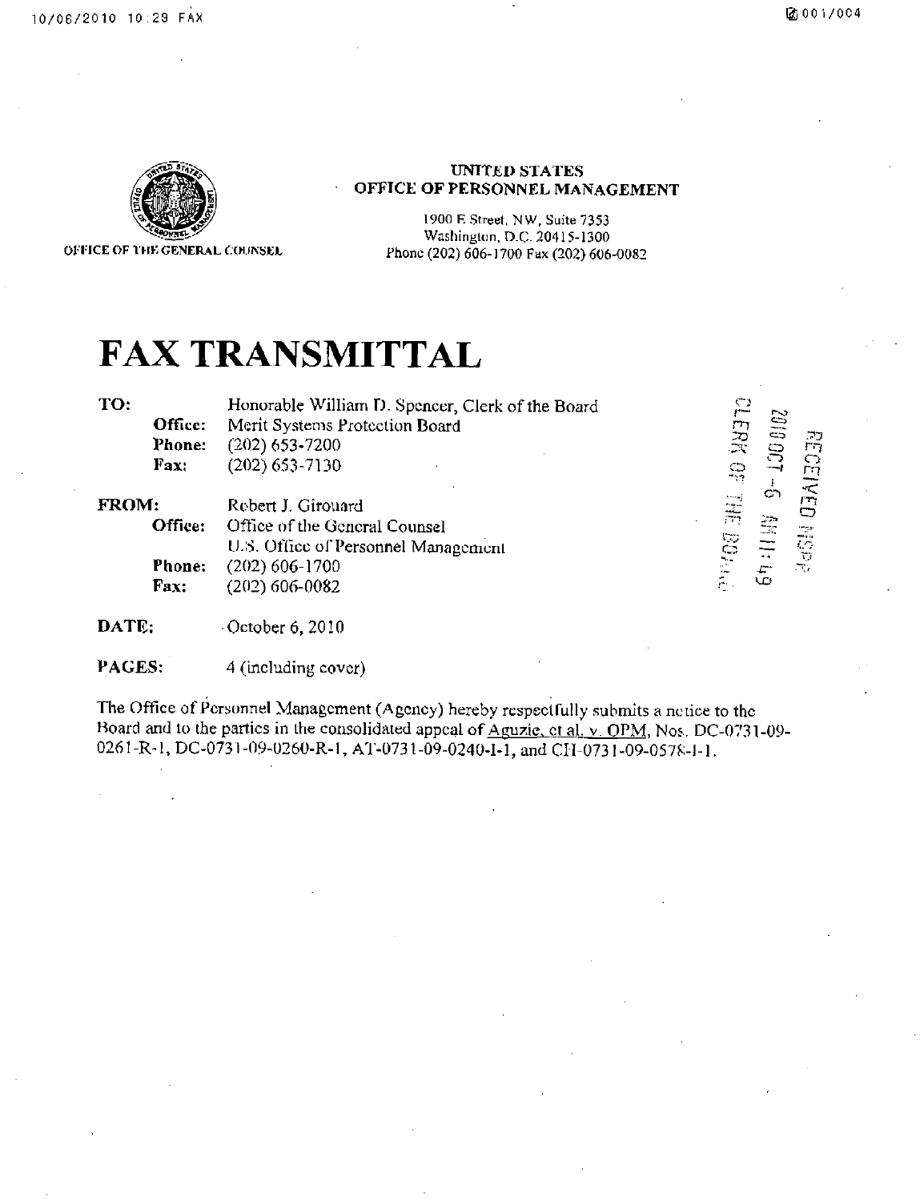UNITED STATES
OFFICE OF PERSONNEL MANAGEMENT

1900 E Street, NW, Suite 7353
Washington, D.C. 20415-1300
Phone (202) 606-1700 Fax (202) 606-0082

OFFICE OF THE GENERAL COUNSEL

# FAX TRANSMITTAL

RECEIVED MSPB
2010 OCT -6 AM 11:49
CLERK OF THE BOARD

**TO:** Honorable William D. Spencer, Clerk of the Board
**Office:** Merit Systems Protection Board
**Phone:** (202) 653-7200
**Fax:** (202) 653-7130

**FROM:** Robert J. Girouard
**Office:** Office of the General Counsel
U.S. Office of Personnel Management
**Phone:** (202) 606-1700
**Fax:** (202) 606-0082

**DATE:** October 6, 2010

**PAGES:** 4 (including cover)

The Office of Personnel Management (Agency) hereby respectfully submits a notice to the Board and to the parties in the consolidated appeal of Aguzie, et al. v. OPM, Nos. DC-0731-09-0261-R-1, DC-0731-09-0260-R-1, AT-0731-09-0240-I-1, and CH-0731-09-0578-I-1.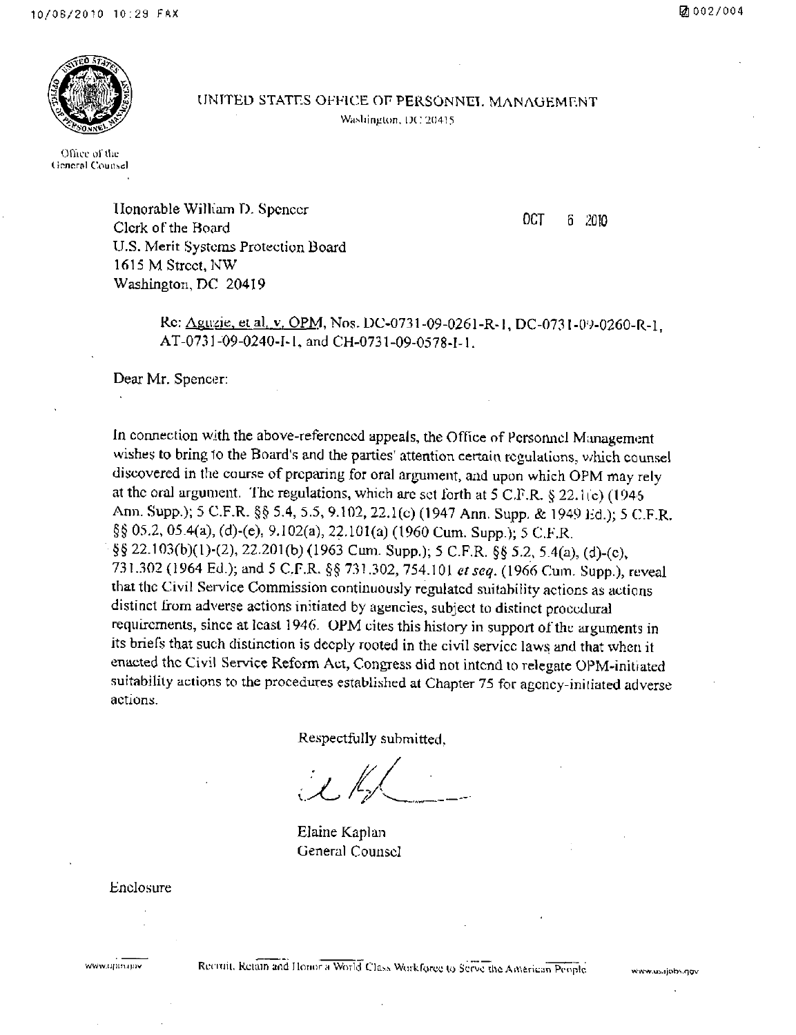UNITED STATES OFFICE OF PERSONNEL MANAGEMENT
Washington, DC 20415

Office of the General Counsel

Honorable William D. Spencer
Clerk of the Board
U.S. Merit Systems Protection Board
1615 M Street, NW
Washington, DC 20419

OCT 6 2010

Re: Aguzie, et al. v. OPM, Nos. DC-0731-09-0261-R-1, DC-0731-09-0260-R-1, AT-0731-09-0240-I-1, and CH-0731-09-0578-I-1.

Dear Mr. Spencer:

In connection with the above-referenced appeals, the Office of Personnel Management wishes to bring to the Board's and the parties' attention certain regulations, which counsel discovered in the course of preparing for oral argument, and upon which OPM may rely at the oral argument. The regulations, which are set forth at 5 C.F.R. § 22.1(c) (1945 Ann. Supp.); 5 C.F.R. §§ 5.4, 5.5, 9.102, 22.1(c) (1947 Ann. Supp. & 1949 Ed.); 5 C.F.R. §§ 05.2, 05.4(a), (d)-(e), 9.102(a), 22.101(a) (1960 Cum. Supp.); 5 C.F.R. §§ 22.103(b)(1)-(2), 22.201(b) (1963 Cum. Supp.); 5 C.F.R. §§ 5.2, 5.4(a), (d)-(e), 731.302 (1964 Ed.); and 5 C.F.R. §§ 731.302, 754.101 *et seq.* (1966 Cum. Supp.), reveal that the Civil Service Commission continuously regulated suitability actions as actions distinct from adverse actions initiated by agencies, subject to distinct procedural requirements, since at least 1946. OPM cites this history in support of the arguments in its briefs that such distinction is deeply rooted in the civil service laws and that when it enacted the Civil Service Reform Act, Congress did not intend to relegate OPM-initiated suitability actions to the procedures established at Chapter 75 for agency-initiated adverse actions.

Respectfully submitted,

Elaine Kaplan
General Counsel

Enclosure